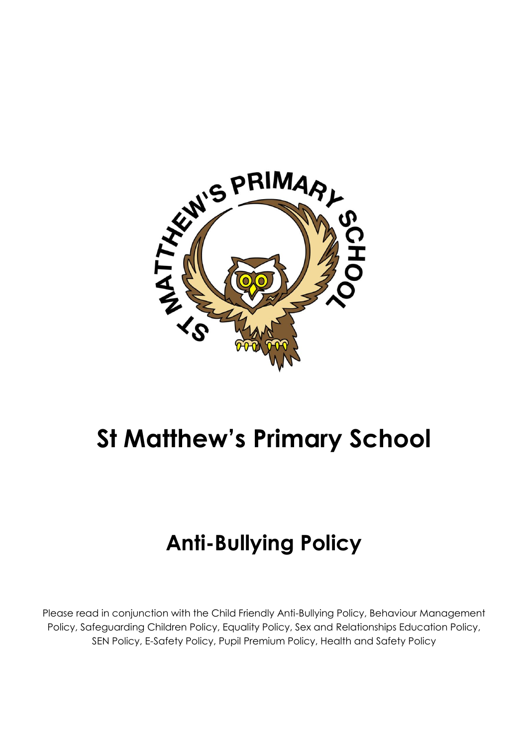# St Matthew's Primary School

## Anti-Bullying Policy

Please read in conjunction with the Child Friendly Anti-Bullying Policy, Behaviour Management Policy, Safeguarding Children Policy, Equality Policy, Sex and Relationships Education Policy, SEN Policy, E-Safety Policy, Pupil Premium Policy, Health and Safety Policy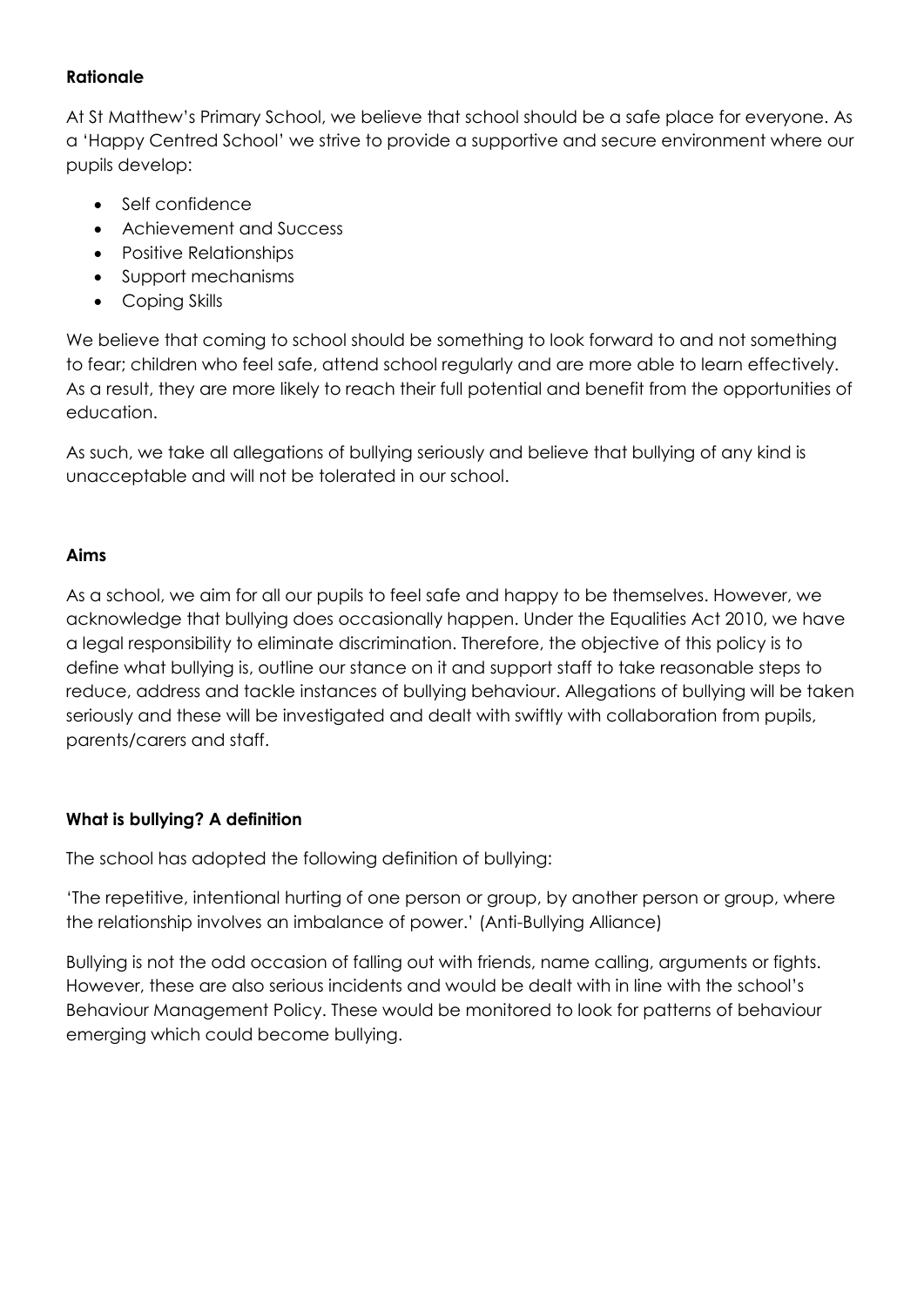**Rationale**

At St Matthew's Primary School, we believe that school should be a safe place for everyone. As a 'Happy Centred School' we strive to provide a supportive and secure environment where our pupils develop:

- Self confidence
- Achievement and Success
- Positive Relationships
- Support mechanisms
- Coping Skills

We believe that coming to school should be something to look forward to and not something to fear; children who feel safe, attend school regularly and are more able to learn effectively. As a result, they are more likely to reach their full potential and benefit from the opportunities of education.

As such, we take all allegations of bullying seriously and believe that bullying of any kind is unacceptable and will not be tolerated in our school.

**Aims**

As a school, we aim for all our pupils to feel safe and happy to be themselves. However, we acknowledge that bullying does occasionally happen. Under the Equalities Act 2010, we have a legal responsibility to eliminate discrimination. Therefore, the objective of this policy is to define what bullying is, outline our stance on it and support staff to take reasonable steps to reduce, address and tackle instances of bullying behaviour. Allegations of bullying will be taken seriously and these will be investigated and dealt with swiftly with collaboration from pupils, parents/carers and staff.

**What is bullying? A definition**

The school has adopted the following definition of bullying:

'The repetitive, intentional hurting of one person or group, by another person or group, where the relationship involves an imbalance of power.' (Anti-Bullying Alliance)

Bullying is not the odd occasion of falling out with friends, name calling, arguments or fights. However, these are also serious incidents and would be dealt with in line with the school's Behaviour Management Policy. These would be monitored to look for patterns of behaviour emerging which could become bullying.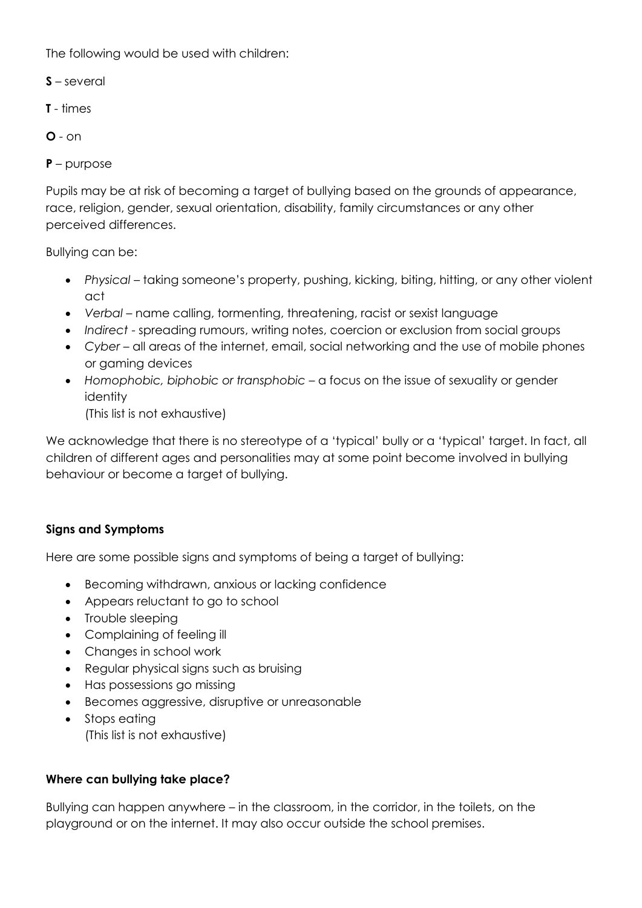The following would be used with children:

**S** – several

**T** - times

**O** - on

**P** – purpose

Pupils may be at risk of becoming a target of bullying based on the grounds of appearance, race, religion, gender, sexual orientation, disability, family circumstances or any other perceived differences.

Bullying can be:

- *Physical* – taking someone's property, pushing, kicking, biting, hitting, or any other violent act
- *Verbal* – name calling, tormenting, threatening, racist or sexist language
- *Indirect* - spreading rumours, writing notes, coercion or exclusion from social groups
- *Cyber* – all areas of the internet, email, social networking and the use of mobile phones or gaming devices
- *Homophobic, biphobic or transphobic* – a focus on the issue of sexuality or gender identity
  (This list is not exhaustive)

We acknowledge that there is no stereotype of a 'typical' bully or a 'typical' target. In fact, all children of different ages and personalities may at some point become involved in bullying behaviour or become a target of bullying.

**Signs and Symptoms**

Here are some possible signs and symptoms of being a target of bullying:

- Becoming withdrawn, anxious or lacking confidence
- Appears reluctant to go to school
- Trouble sleeping
- Complaining of feeling ill
- Changes in school work
- Regular physical signs such as bruising
- Has possessions go missing
- Becomes aggressive, disruptive or unreasonable
- Stops eating
  (This list is not exhaustive)

**Where can bullying take place?**

Bullying can happen anywhere – in the classroom, in the corridor, in the toilets, on the playground or on the internet. It may also occur outside the school premises.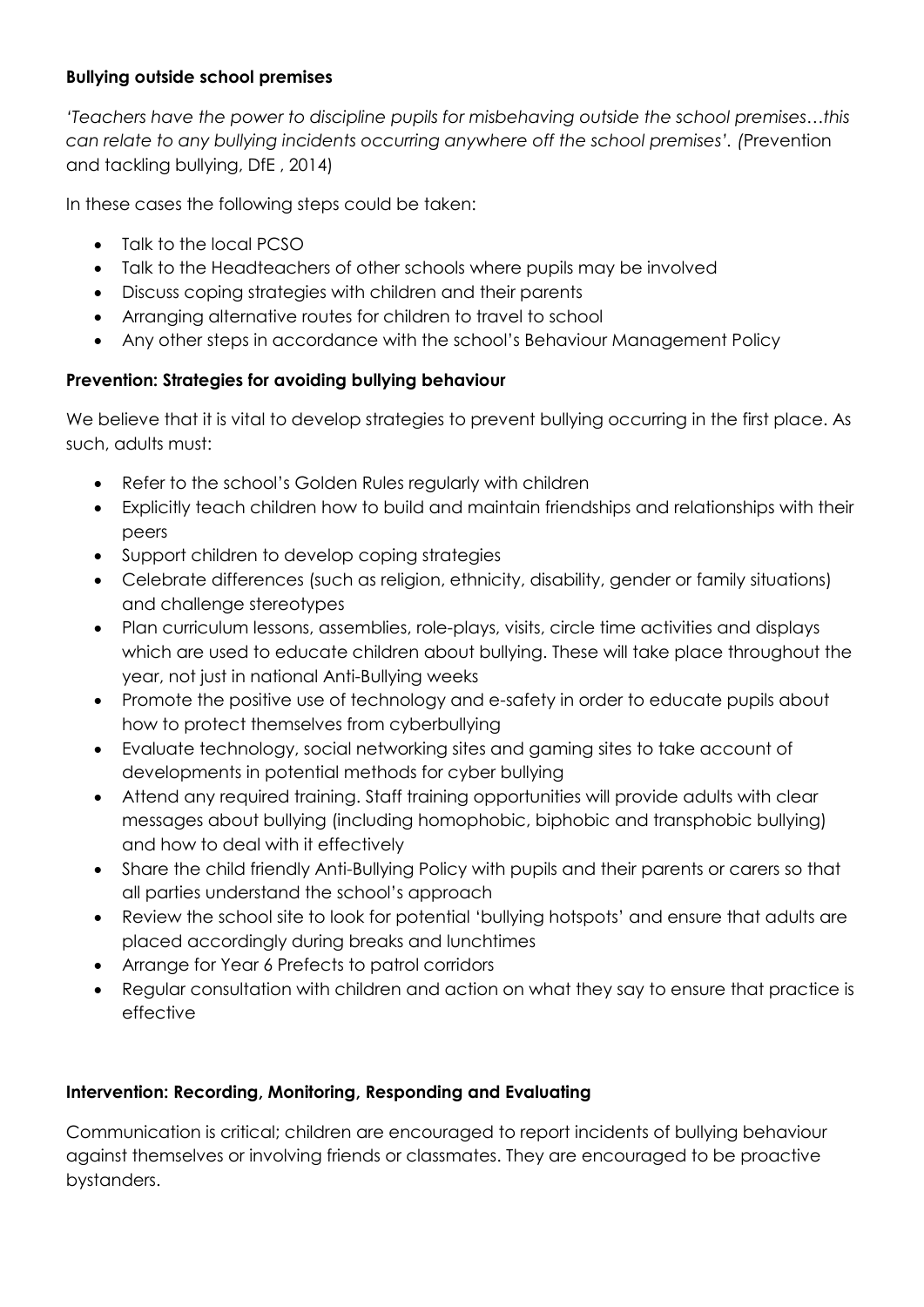**Bullying outside school premises**

*'Teachers have the power to discipline pupils for misbehaving outside the school premises…this can relate to any bullying incidents occurring anywhere off the school premises'. (*Prevention and tackling bullying, DfE , 2014)

In these cases the following steps could be taken:

- Talk to the local PCSO
- Talk to the Headteachers of other schools where pupils may be involved
- Discuss coping strategies with children and their parents
- Arranging alternative routes for children to travel to school
- Any other steps in accordance with the school's Behaviour Management Policy

**Prevention: Strategies for avoiding bullying behaviour**

We believe that it is vital to develop strategies to prevent bullying occurring in the first place. As such, adults must:

- Refer to the school's Golden Rules regularly with children
- Explicitly teach children how to build and maintain friendships and relationships with their peers
- Support children to develop coping strategies
- Celebrate differences (such as religion, ethnicity, disability, gender or family situations) and challenge stereotypes
- Plan curriculum lessons, assemblies, role-plays, visits, circle time activities and displays which are used to educate children about bullying. These will take place throughout the year, not just in national Anti-Bullying weeks
- Promote the positive use of technology and e-safety in order to educate pupils about how to protect themselves from cyberbullying
- Evaluate technology, social networking sites and gaming sites to take account of developments in potential methods for cyber bullying
- Attend any required training. Staff training opportunities will provide adults with clear messages about bullying (including homophobic, biphobic and transphobic bullying) and how to deal with it effectively
- Share the child friendly Anti-Bullying Policy with pupils and their parents or carers so that all parties understand the school's approach
- Review the school site to look for potential 'bullying hotspots' and ensure that adults are placed accordingly during breaks and lunchtimes
- Arrange for Year 6 Prefects to patrol corridors
- Regular consultation with children and action on what they say to ensure that practice is effective

**Intervention: Recording, Monitoring, Responding and Evaluating**

Communication is critical; children are encouraged to report incidents of bullying behaviour against themselves or involving friends or classmates. They are encouraged to be proactive bystanders.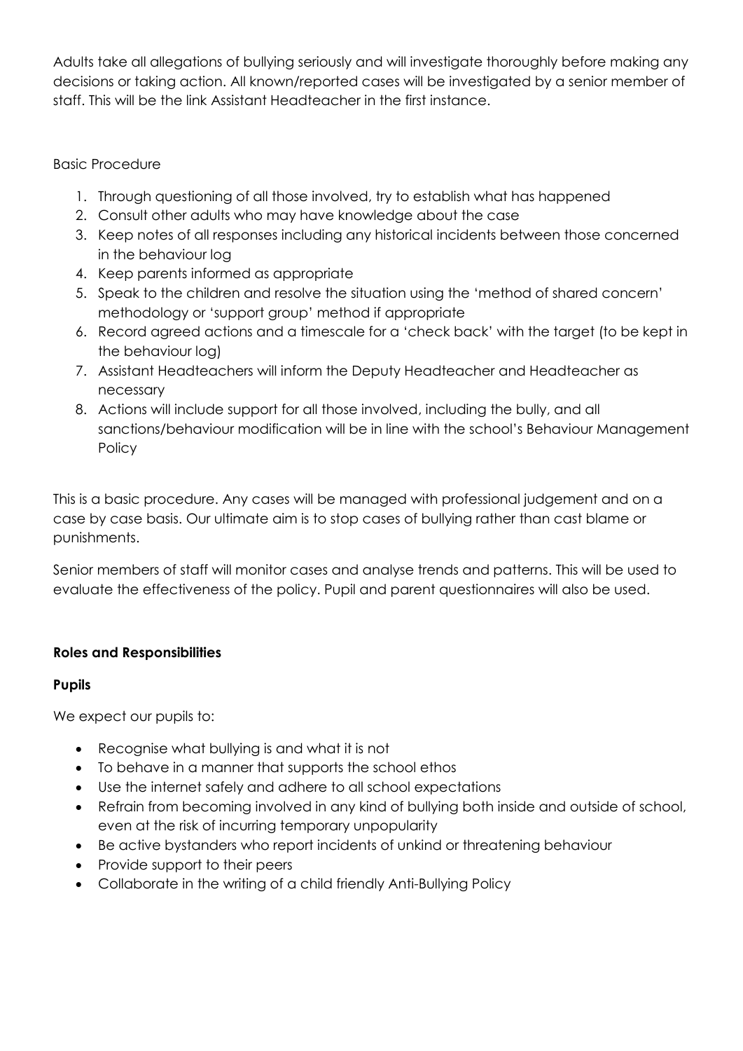Adults take all allegations of bullying seriously and will investigate thoroughly before making any decisions or taking action. All known/reported cases will be investigated by a senior member of staff. This will be the link Assistant Headteacher in the first instance.

Basic Procedure

1. Through questioning of all those involved, try to establish what has happened
2. Consult other adults who may have knowledge about the case
3. Keep notes of all responses including any historical incidents between those concerned in the behaviour log
4. Keep parents informed as appropriate
5. Speak to the children and resolve the situation using the 'method of shared concern' methodology or 'support group' method if appropriate
6. Record agreed actions and a timescale for a 'check back' with the target (to be kept in the behaviour log)
7. Assistant Headteachers will inform the Deputy Headteacher and Headteacher as necessary
8. Actions will include support for all those involved, including the bully, and all sanctions/behaviour modification will be in line with the school's Behaviour Management Policy

This is a basic procedure. Any cases will be managed with professional judgement and on a case by case basis. Our ultimate aim is to stop cases of bullying rather than cast blame or punishments.

Senior members of staff will monitor cases and analyse trends and patterns. This will be used to evaluate the effectiveness of the policy. Pupil and parent questionnaires will also be used.

**Roles and Responsibilities**

**Pupils**

We expect our pupils to:

- Recognise what bullying is and what it is not
- To behave in a manner that supports the school ethos
- Use the internet safely and adhere to all school expectations
- Refrain from becoming involved in any kind of bullying both inside and outside of school, even at the risk of incurring temporary unpopularity
- Be active bystanders who report incidents of unkind or threatening behaviour
- Provide support to their peers
- Collaborate in the writing of a child friendly Anti-Bullying Policy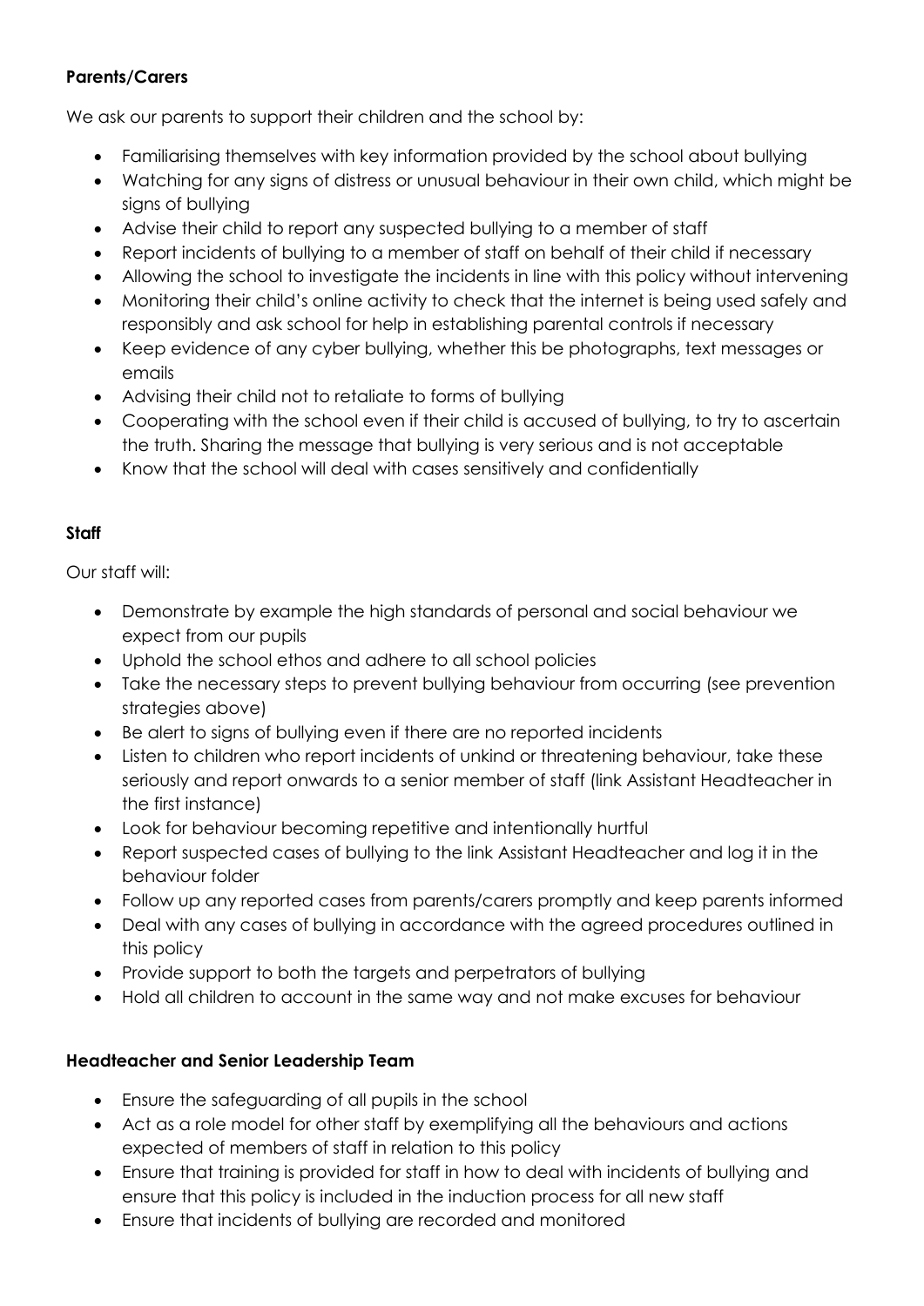**Parents/Carers**

We ask our parents to support their children and the school by:

- Familiarising themselves with key information provided by the school about bullying
- Watching for any signs of distress or unusual behaviour in their own child, which might be signs of bullying
- Advise their child to report any suspected bullying to a member of staff
- Report incidents of bullying to a member of staff on behalf of their child if necessary
- Allowing the school to investigate the incidents in line with this policy without intervening
- Monitoring their child's online activity to check that the internet is being used safely and responsibly and ask school for help in establishing parental controls if necessary
- Keep evidence of any cyber bullying, whether this be photographs, text messages or emails
- Advising their child not to retaliate to forms of bullying
- Cooperating with the school even if their child is accused of bullying, to try to ascertain the truth. Sharing the message that bullying is very serious and is not acceptable
- Know that the school will deal with cases sensitively and confidentially

**Staff**

Our staff will:

- Demonstrate by example the high standards of personal and social behaviour we expect from our pupils
- Uphold the school ethos and adhere to all school policies
- Take the necessary steps to prevent bullying behaviour from occurring (see prevention strategies above)
- Be alert to signs of bullying even if there are no reported incidents
- Listen to children who report incidents of unkind or threatening behaviour, take these seriously and report onwards to a senior member of staff (link Assistant Headteacher in the first instance)
- Look for behaviour becoming repetitive and intentionally hurtful
- Report suspected cases of bullying to the link Assistant Headteacher and log it in the behaviour folder
- Follow up any reported cases from parents/carers promptly and keep parents informed
- Deal with any cases of bullying in accordance with the agreed procedures outlined in this policy
- Provide support to both the targets and perpetrators of bullying
- Hold all children to account in the same way and not make excuses for behaviour

**Headteacher and Senior Leadership Team**

- Ensure the safeguarding of all pupils in the school
- Act as a role model for other staff by exemplifying all the behaviours and actions expected of members of staff in relation to this policy
- Ensure that training is provided for staff in how to deal with incidents of bullying and ensure that this policy is included in the induction process for all new staff
- Ensure that incidents of bullying are recorded and monitored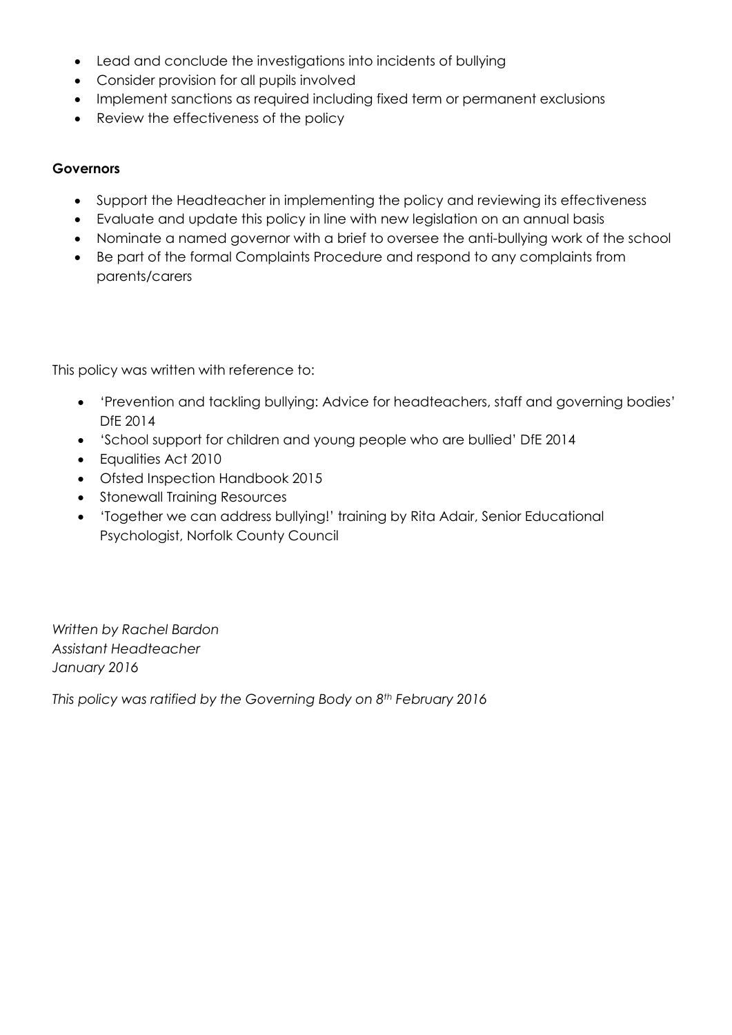- Lead and conclude the investigations into incidents of bullying
- Consider provision for all pupils involved
- Implement sanctions as required including fixed term or permanent exclusions
- Review the effectiveness of the policy

**Governors**

- Support the Headteacher in implementing the policy and reviewing its effectiveness
- Evaluate and update this policy in line with new legislation on an annual basis
- Nominate a named governor with a brief to oversee the anti-bullying work of the school
- Be part of the formal Complaints Procedure and respond to any complaints from parents/carers

This policy was written with reference to:

- 'Prevention and tackling bullying: Advice for headteachers, staff and governing bodies' DfE 2014
- 'School support for children and young people who are bullied' DfE 2014
- Equalities Act 2010
- Ofsted Inspection Handbook 2015
- Stonewall Training Resources
- 'Together we can address bullying!' training by Rita Adair, Senior Educational Psychologist, Norfolk County Council

*Written by Rachel Bardon*
*Assistant Headteacher*
*January 2016*

*This policy was ratified by the Governing Body on 8th February 2016*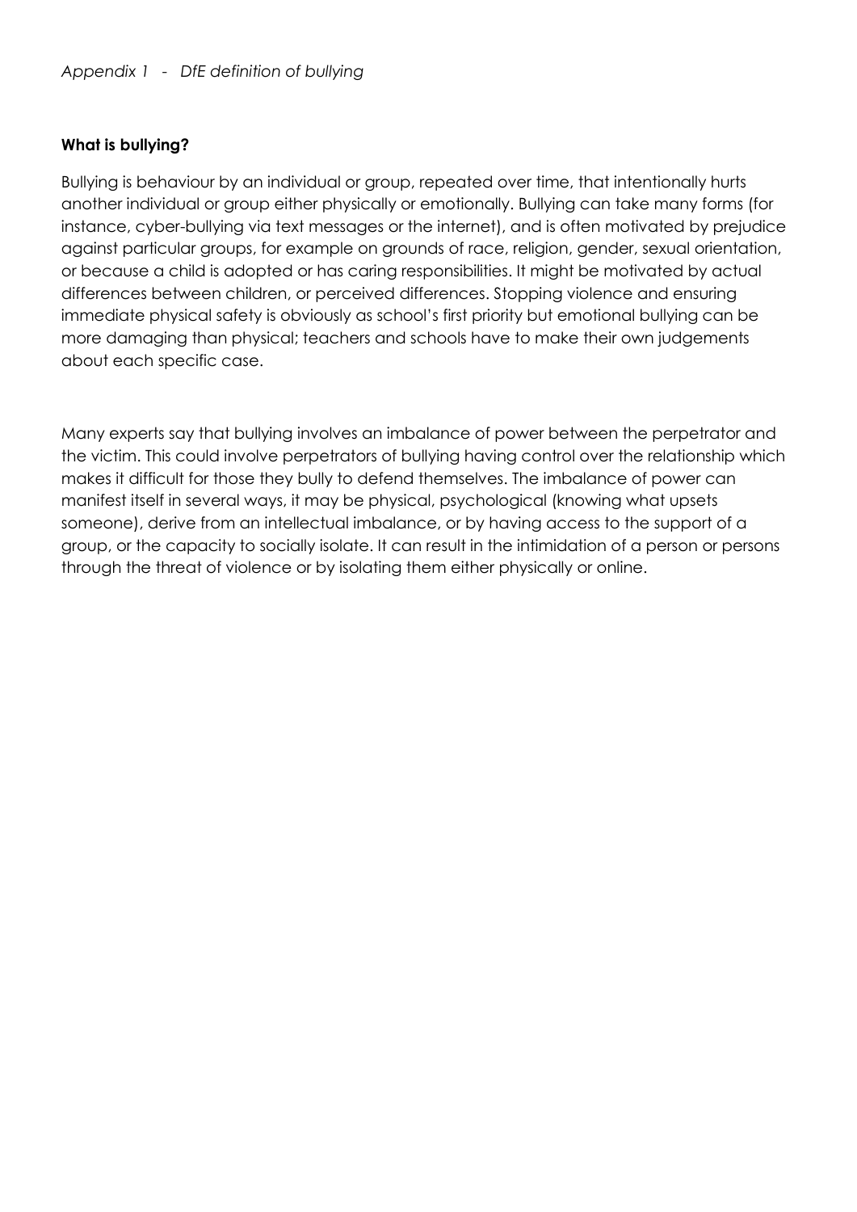*Appendix 1 - DfE definition of bullying*

**What is bullying?**

Bullying is behaviour by an individual or group, repeated over time, that intentionally hurts another individual or group either physically or emotionally. Bullying can take many forms (for instance, cyber-bullying via text messages or the internet), and is often motivated by prejudice against particular groups, for example on grounds of race, religion, gender, sexual orientation, or because a child is adopted or has caring responsibilities. It might be motivated by actual differences between children, or perceived differences. Stopping violence and ensuring immediate physical safety is obviously as school's first priority but emotional bullying can be more damaging than physical; teachers and schools have to make their own judgements about each specific case.

Many experts say that bullying involves an imbalance of power between the perpetrator and the victim. This could involve perpetrators of bullying having control over the relationship which makes it difficult for those they bully to defend themselves. The imbalance of power can manifest itself in several ways, it may be physical, psychological (knowing what upsets someone), derive from an intellectual imbalance, or by having access to the support of a group, or the capacity to socially isolate. It can result in the intimidation of a person or persons through the threat of violence or by isolating them either physically or online.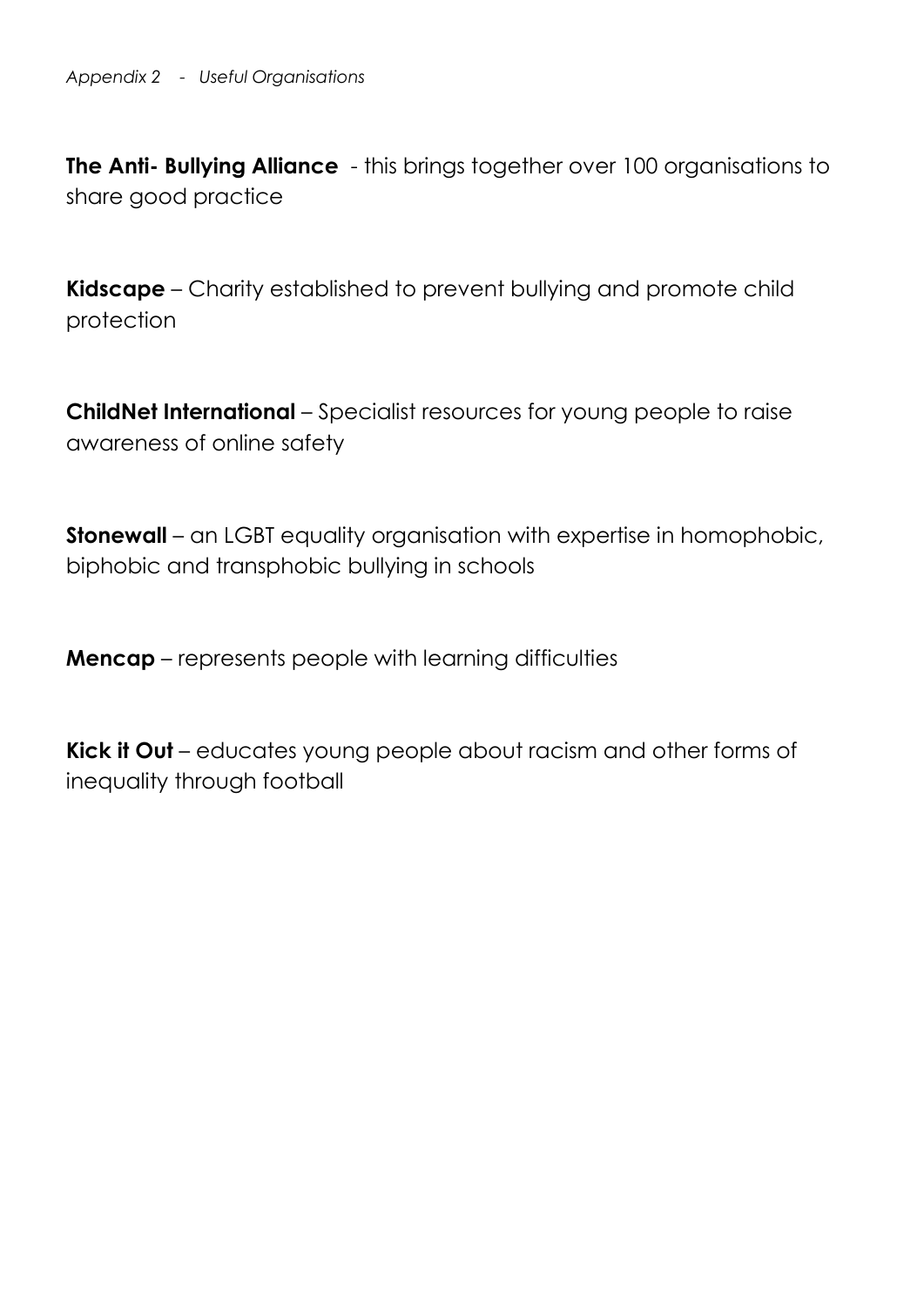*Appendix 2 - Useful Organisations*

**The Anti- Bullying Alliance** - this brings together over 100 organisations to share good practice

**Kidscape** – Charity established to prevent bullying and promote child protection

**ChildNet International** – Specialist resources for young people to raise awareness of online safety

**Stonewall** – an LGBT equality organisation with expertise in homophobic, biphobic and transphobic bullying in schools

**Mencap** – represents people with learning difficulties

**Kick it Out** – educates young people about racism and other forms of inequality through football